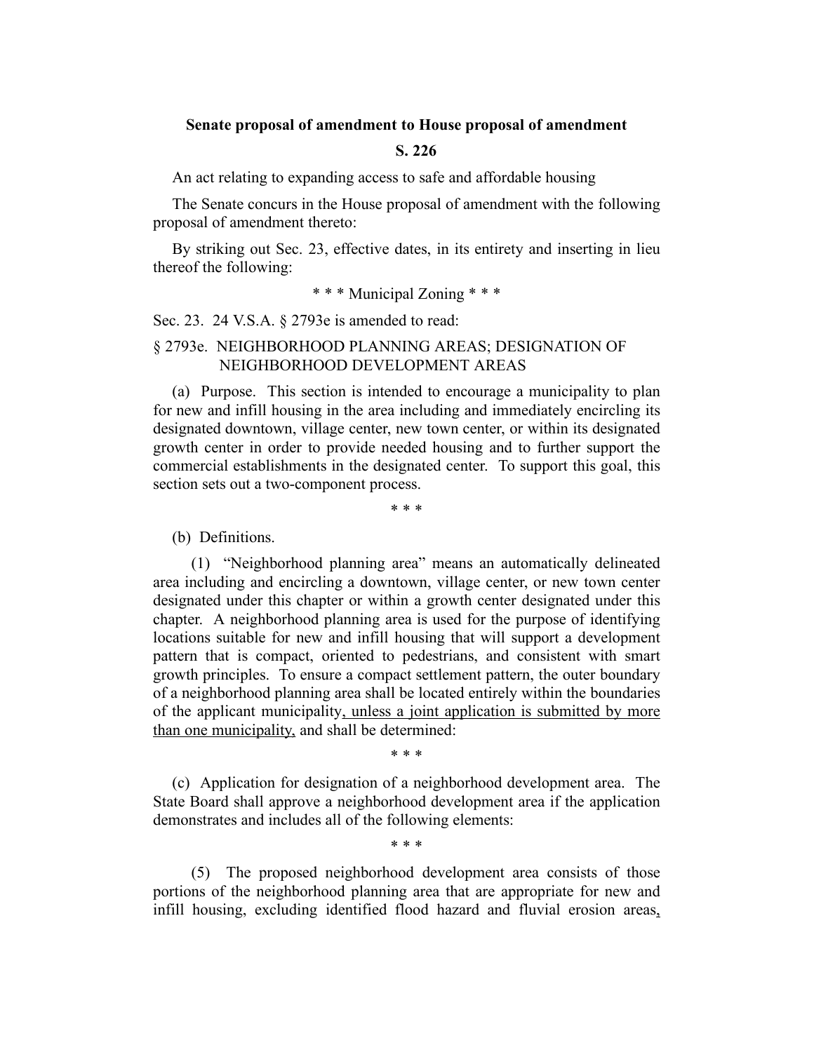**Senate proposal of amendment to House proposal of amendment**

**S. 226**

An act relating to expanding access to safe and affordable housing

The Senate concurs in the House proposal of amendment with the following proposal of amendment thereto:

By striking out Sec. 23, effective dates, in its entirety and inserting in lieu thereof the following:

\* \* \* Municipal Zoning \* \* \*

Sec. 23. 24 V.S.A. § 2793e is amended to read:

§ 2793e. NEIGHBORHOOD PLANNING AREAS; DESIGNATION OF NEIGHBORHOOD DEVELOPMENT AREAS

(a) Purpose. This section is intended to encourage a municipality to plan for new and infill housing in the area including and immediately encircling its designated downtown, village center, new town center, or within its designated growth center in order to provide needed housing and to further support the commercial establishments in the designated center. To support this goal, this section sets out a two-component process.

\* \* \*

(b) Definitions.

(1) "Neighborhood planning area" means an automatically delineated area including and encircling a downtown, village center, or new town center designated under this chapter or within a growth center designated under this chapter. A neighborhood planning area is used for the purpose of identifying locations suitable for new and infill housing that will support a development pattern that is compact, oriented to pedestrians, and consistent with smart growth principles. To ensure a compact settlement pattern, the outer boundary of a neighborhood planning area shall be located entirely within the boundaries of the applicant municipality<u>, unless a joint application is submitted by more than one municipality,</u> and shall be determined:

\* \* \*

(c) Application for designation of a neighborhood development area. The State Board shall approve a neighborhood development area if the application demonstrates and includes all of the following elements:

\* \* \*

(5) The proposed neighborhood development area consists of those portions of the neighborhood planning area that are appropriate for new and infill housing, excluding identified flood hazard and fluvial erosion areas<u>,</u>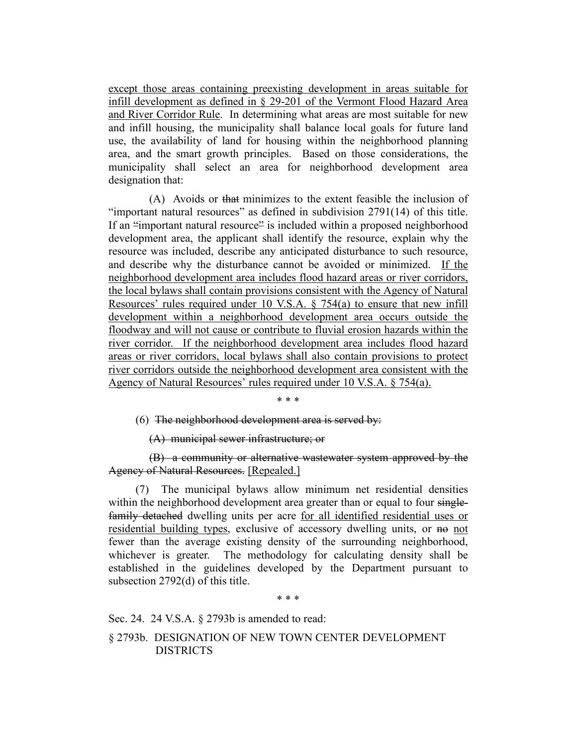except those areas containing preexisting development in areas suitable for infill development as defined in § 29-201 of the Vermont Flood Hazard Area and River Corridor Rule. In determining what areas are most suitable for new and infill housing, the municipality shall balance local goals for future land use, the availability of land for housing within the neighborhood planning area, and the smart growth principles. Based on those considerations, the municipality shall select an area for neighborhood development area designation that:

(A) Avoids or ~~that~~ minimizes to the extent feasible the inclusion of "important natural resources" as defined in subdivision 2791(14) of this title. If an ~~"~~important natural resource~~"~~ is included within a proposed neighborhood development area, the applicant shall identify the resource, explain why the resource was included, describe any anticipated disturbance to such resource, and describe why the disturbance cannot be avoided or minimized. If the neighborhood development area includes flood hazard areas or river corridors, the local bylaws shall contain provisions consistent with the Agency of Natural Resources' rules required under 10 V.S.A. § 754(a) to ensure that new infill development within a neighborhood development area occurs outside the floodway and will not cause or contribute to fluvial erosion hazards within the river corridor. If the neighborhood development area includes flood hazard areas or river corridors, local bylaws shall also contain provisions to protect river corridors outside the neighborhood development area consistent with the Agency of Natural Resources' rules required under 10 V.S.A. § 754(a).

\* \* \*

(6) ~~The neighborhood development area is served by:~~

~~(A) municipal sewer infrastructure; or~~

~~(B) a community or alternative wastewater system approved by the Agency of Natural Resources.~~ [Repealed.]

(7) The municipal bylaws allow minimum net residential densities within the neighborhood development area greater than or equal to four ~~single-family detached~~ dwelling units per acre for all identified residential uses or residential building types, exclusive of accessory dwelling units, or ~~no~~ not fewer than the average existing density of the surrounding neighborhood, whichever is greater. The methodology for calculating density shall be established in the guidelines developed by the Department pursuant to subsection 2792(d) of this title.

\* \* \*

Sec. 24. 24 V.S.A. § 2793b is amended to read:

§ 2793b. DESIGNATION OF NEW TOWN CENTER DEVELOPMENT DISTRICTS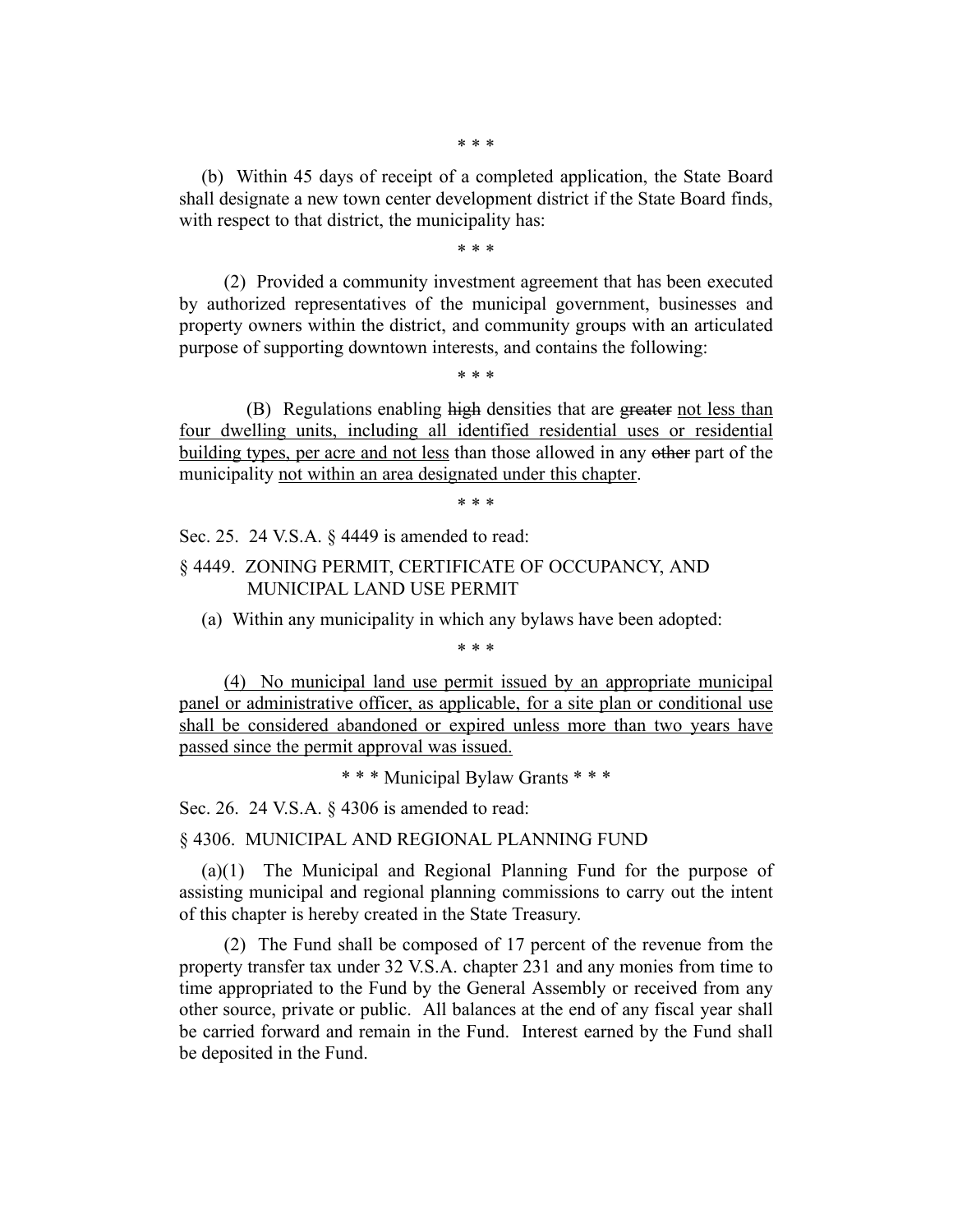\* \* \*

(b) Within 45 days of receipt of a completed application, the State Board shall designate a new town center development district if the State Board finds, with respect to that district, the municipality has:

\* \* \*

(2) Provided a community investment agreement that has been executed by authorized representatives of the municipal government, businesses and property owners within the district, and community groups with an articulated purpose of supporting downtown interests, and contains the following:

\* \* \*

(B) Regulations enabling ~~high~~ densities that are ~~greater~~ <u>not less than four dwelling units, including all identified residential uses or residential building types, per acre and not less</u> than those allowed in any ~~other~~ part of the municipality <u>not within an area designated under this chapter</u>.

\* \* \*

Sec. 25. 24 V.S.A. § 4449 is amended to read:

§ 4449. ZONING PERMIT, CERTIFICATE OF OCCUPANCY, AND MUNICIPAL LAND USE PERMIT

(a) Within any municipality in which any bylaws have been adopted:

\* \* \*

<u>(4) No municipal land use permit issued by an appropriate municipal panel or administrative officer, as applicable, for a site plan or conditional use shall be considered abandoned or expired unless more than two years have passed since the permit approval was issued.</u>

\* \* \* Municipal Bylaw Grants \* \* \*

Sec. 26. 24 V.S.A. § 4306 is amended to read:

§ 4306. MUNICIPAL AND REGIONAL PLANNING FUND

(a)(1) The Municipal and Regional Planning Fund for the purpose of assisting municipal and regional planning commissions to carry out the intent of this chapter is hereby created in the State Treasury.

(2) The Fund shall be composed of 17 percent of the revenue from the property transfer tax under 32 V.S.A. chapter 231 and any monies from time to time appropriated to the Fund by the General Assembly or received from any other source, private or public. All balances at the end of any fiscal year shall be carried forward and remain in the Fund. Interest earned by the Fund shall be deposited in the Fund.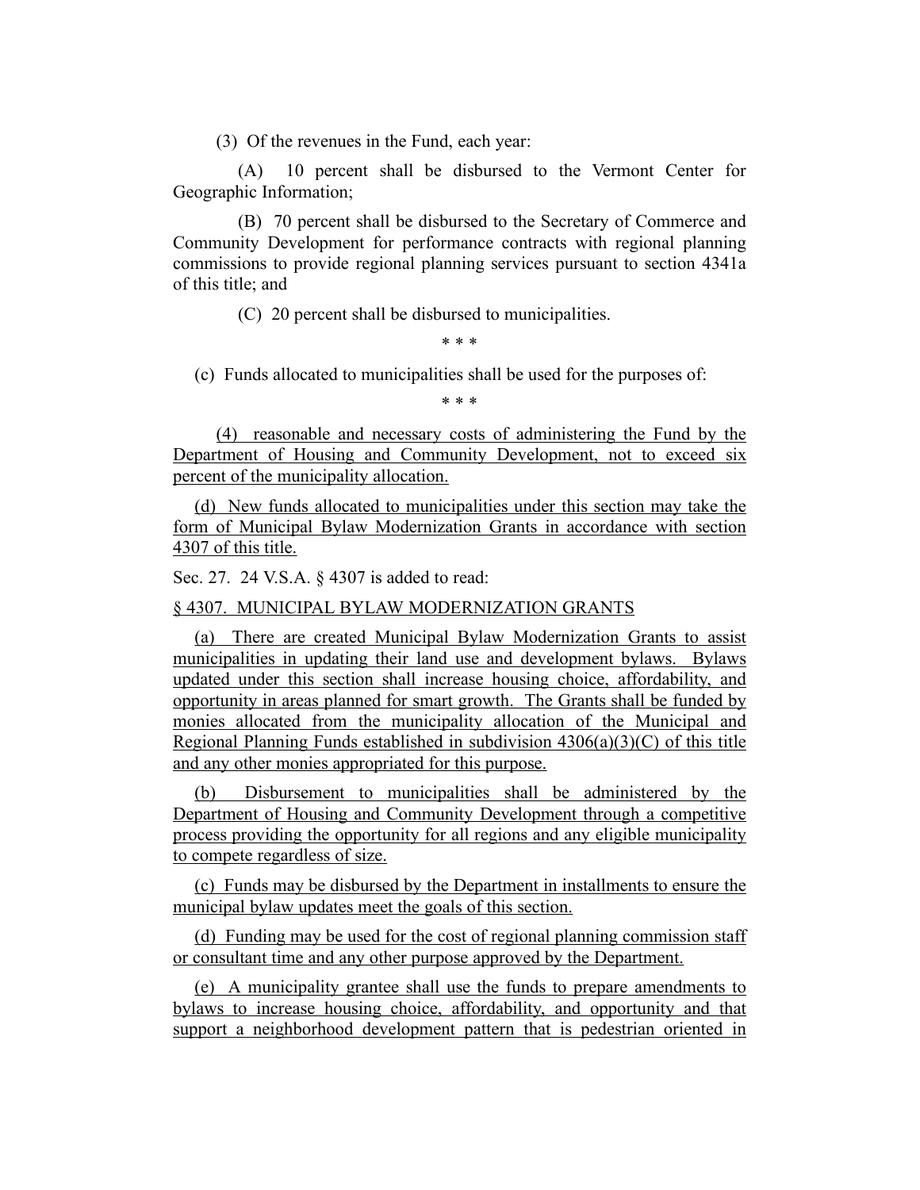(3) Of the revenues in the Fund, each year:

(A) 10 percent shall be disbursed to the Vermont Center for Geographic Information;

(B) 70 percent shall be disbursed to the Secretary of Commerce and Community Development for performance contracts with regional planning commissions to provide regional planning services pursuant to section 4341a of this title; and

(C) 20 percent shall be disbursed to municipalities.

\* \* \*

(c) Funds allocated to municipalities shall be used for the purposes of:

\* \* \*

(4) reasonable and necessary costs of administering the Fund by the Department of Housing and Community Development, not to exceed six percent of the municipality allocation.

(d) New funds allocated to municipalities under this section may take the form of Municipal Bylaw Modernization Grants in accordance with section 4307 of this title.

Sec. 27. 24 V.S.A. § 4307 is added to read:

§ 4307. MUNICIPAL BYLAW MODERNIZATION GRANTS

(a) There are created Municipal Bylaw Modernization Grants to assist municipalities in updating their land use and development bylaws. Bylaws updated under this section shall increase housing choice, affordability, and opportunity in areas planned for smart growth. The Grants shall be funded by monies allocated from the municipality allocation of the Municipal and Regional Planning Funds established in subdivision 4306(a)(3)(C) of this title and any other monies appropriated for this purpose.

(b) Disbursement to municipalities shall be administered by the Department of Housing and Community Development through a competitive process providing the opportunity for all regions and any eligible municipality to compete regardless of size.

(c) Funds may be disbursed by the Department in installments to ensure the municipal bylaw updates meet the goals of this section.

(d) Funding may be used for the cost of regional planning commission staff or consultant time and any other purpose approved by the Department.

(e) A municipality grantee shall use the funds to prepare amendments to bylaws to increase housing choice, affordability, and opportunity and that support a neighborhood development pattern that is pedestrian oriented in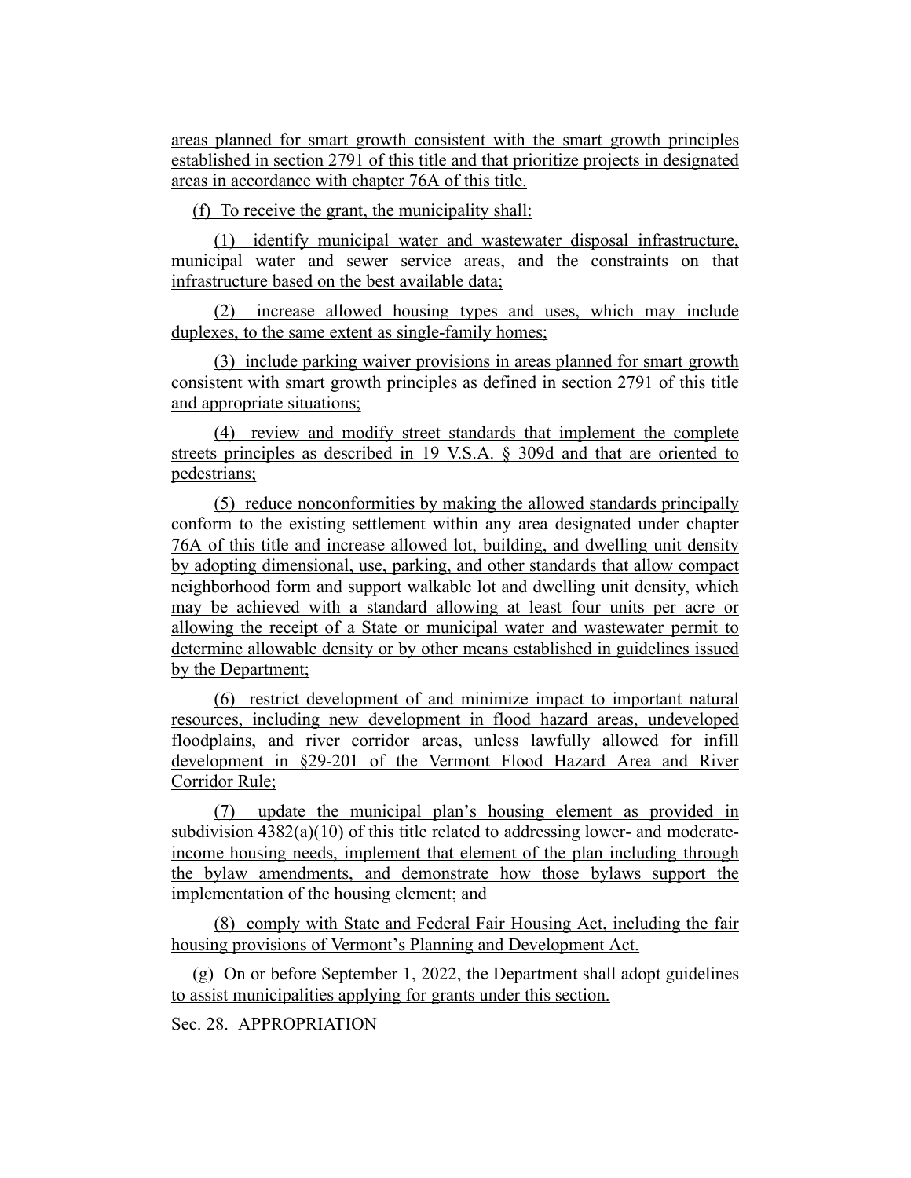areas planned for smart growth consistent with the smart growth principles established in section 2791 of this title and that prioritize projects in designated areas in accordance with chapter 76A of this title.

(f) To receive the grant, the municipality shall:

(1) identify municipal water and wastewater disposal infrastructure, municipal water and sewer service areas, and the constraints on that infrastructure based on the best available data;

(2) increase allowed housing types and uses, which may include duplexes, to the same extent as single-family homes;

(3) include parking waiver provisions in areas planned for smart growth consistent with smart growth principles as defined in section 2791 of this title and appropriate situations;

(4) review and modify street standards that implement the complete streets principles as described in 19 V.S.A. § 309d and that are oriented to pedestrians;

(5) reduce nonconformities by making the allowed standards principally conform to the existing settlement within any area designated under chapter 76A of this title and increase allowed lot, building, and dwelling unit density by adopting dimensional, use, parking, and other standards that allow compact neighborhood form and support walkable lot and dwelling unit density, which may be achieved with a standard allowing at least four units per acre or allowing the receipt of a State or municipal water and wastewater permit to determine allowable density or by other means established in guidelines issued by the Department;

(6) restrict development of and minimize impact to important natural resources, including new development in flood hazard areas, undeveloped floodplains, and river corridor areas, unless lawfully allowed for infill development in §29-201 of the Vermont Flood Hazard Area and River Corridor Rule;

(7) update the municipal plan's housing element as provided in subdivision 4382(a)(10) of this title related to addressing lower- and moderate-income housing needs, implement that element of the plan including through the bylaw amendments, and demonstrate how those bylaws support the implementation of the housing element; and

(8) comply with State and Federal Fair Housing Act, including the fair housing provisions of Vermont's Planning and Development Act.

(g) On or before September 1, 2022, the Department shall adopt guidelines to assist municipalities applying for grants under this section.

Sec. 28. APPROPRIATION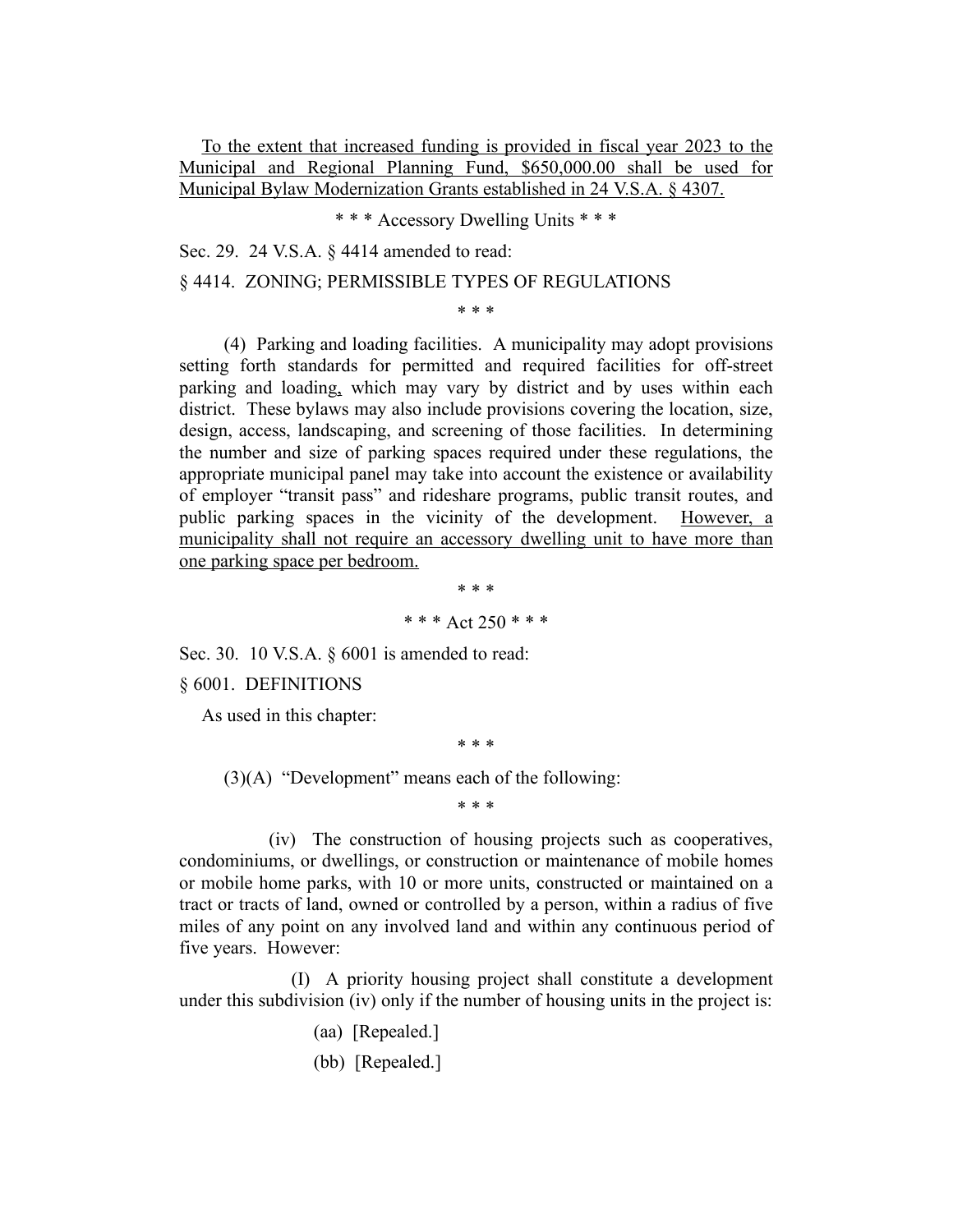To the extent that increased funding is provided in fiscal year 2023 to the Municipal and Regional Planning Fund, $650,000.00 shall be used for Municipal Bylaw Modernization Grants established in 24 V.S.A. § 4307.

\* \* \* Accessory Dwelling Units \* \* \*

Sec. 29. 24 V.S.A. § 4414 amended to read:

§ 4414. ZONING; PERMISSIBLE TYPES OF REGULATIONS

\* \* \*

(4) Parking and loading facilities. A municipality may adopt provisions setting forth standards for permitted and required facilities for off-street parking and loading, which may vary by district and by uses within each district. These bylaws may also include provisions covering the location, size, design, access, landscaping, and screening of those facilities. In determining the number and size of parking spaces required under these regulations, the appropriate municipal panel may take into account the existence or availability of employer "transit pass" and rideshare programs, public transit routes, and public parking spaces in the vicinity of the development. However, a municipality shall not require an accessory dwelling unit to have more than one parking space per bedroom.

\* \* \*

\* \* \* Act 250 \* \* \*

Sec. 30. 10 V.S.A. § 6001 is amended to read:

§ 6001. DEFINITIONS

As used in this chapter:

\* \* \*

(3)(A) "Development" means each of the following:

\* \* \*

(iv) The construction of housing projects such as cooperatives, condominiums, or dwellings, or construction or maintenance of mobile homes or mobile home parks, with 10 or more units, constructed or maintained on a tract or tracts of land, owned or controlled by a person, within a radius of five miles of any point on any involved land and within any continuous period of five years. However:

(I) A priority housing project shall constitute a development under this subdivision (iv) only if the number of housing units in the project is:

(aa) [Repealed.]

(bb) [Repealed.]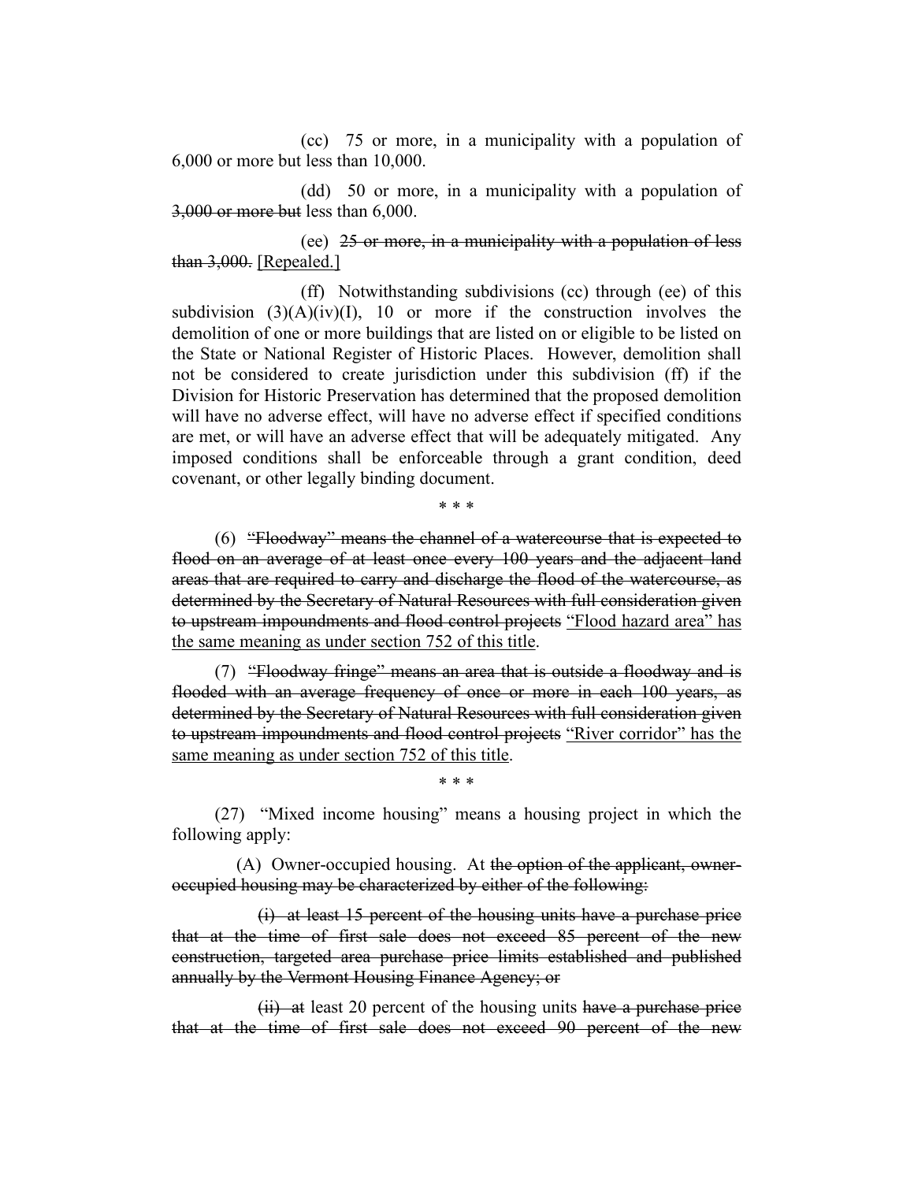(cc) 75 or more, in a municipality with a population of 6,000 or more but less than 10,000.

(dd) 50 or more, in a municipality with a population of ~~3,000 or more but~~ less than 6,000.

(ee) ~~25 or more, in a municipality with a population of less than 3,000.~~ <u>[Repealed.]</u>

(ff) Notwithstanding subdivisions (cc) through (ee) of this subdivision (3)(A)(iv)(I), 10 or more if the construction involves the demolition of one or more buildings that are listed on or eligible to be listed on the State or National Register of Historic Places. However, demolition shall not be considered to create jurisdiction under this subdivision (ff) if the Division for Historic Preservation has determined that the proposed demolition will have no adverse effect, will have no adverse effect if specified conditions are met, or will have an adverse effect that will be adequately mitigated. Any imposed conditions shall be enforceable through a grant condition, deed covenant, or other legally binding document.

\* \* \*

(6) ~~"Floodway" means the channel of a watercourse that is expected to flood on an average of at least once every 100 years and the adjacent land areas that are required to carry and discharge the flood of the watercourse, as determined by the Secretary of Natural Resources with full consideration given to upstream impoundments and flood control projects~~ <u>"Flood hazard area" has the same meaning as under section 752 of this title</u>.

(7) ~~"Floodway fringe" means an area that is outside a floodway and is flooded with an average frequency of once or more in each 100 years, as determined by the Secretary of Natural Resources with full consideration given to upstream impoundments and flood control projects~~ <u>"River corridor" has the same meaning as under section 752 of this title</u>.

\* \* \*

(27) "Mixed income housing" means a housing project in which the following apply:

(A) Owner-occupied housing. At ~~the option of the applicant, owner-occupied housing may be characterized by either of the following:~~

~~(i) at least 15 percent of the housing units have a purchase price that at the time of first sale does not exceed 85 percent of the new construction, targeted area purchase price limits established and published annually by the Vermont Housing Finance Agency; or~~

~~(ii) at~~ least 20 percent of the housing units ~~have a purchase price that at the time of first sale does not exceed 90 percent of the new~~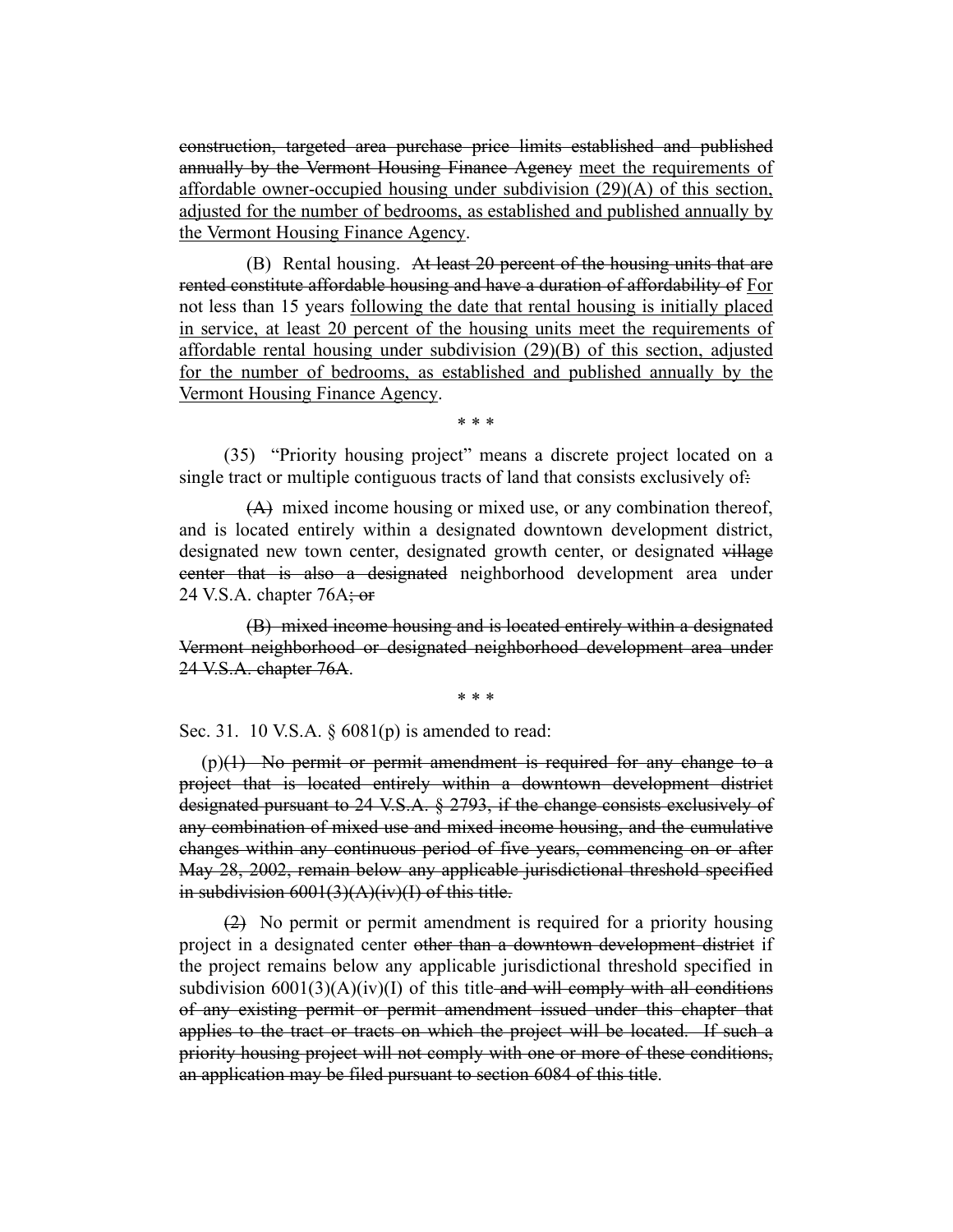~~construction, targeted area purchase price limits established and published annually by the Vermont Housing Finance Agency~~ <u>meet the requirements of affordable owner-occupied housing under subdivision (29)(A) of this section, adjusted for the number of bedrooms, as established and published annually by the Vermont Housing Finance Agency</u>.

(B) Rental housing. ~~At least 20 percent of the housing units that are rented constitute affordable housing and have a duration of affordability of~~ <u>For</u> not less than 15 years <u>following the date that rental housing is initially placed in service, at least 20 percent of the housing units meet the requirements of affordable rental housing under subdivision (29)(B) of this section, adjusted for the number of bedrooms, as established and published annually by the Vermont Housing Finance Agency</u>.

\* \* \*

(35) "Priority housing project" means a discrete project located on a single tract or multiple contiguous tracts of land that consists exclusively of~~:~~

~~(A)~~ mixed income housing or mixed use, or any combination thereof, and is located entirely within a designated downtown development district, designated new town center, designated growth center, or designated ~~village center that is also a designated~~ neighborhood development area under 24 V.S.A. chapter 76A~~; or~~

~~(B) mixed income housing and is located entirely within a designated Vermont neighborhood or designated neighborhood development area under 24 V.S.A. chapter 76A~~.

\* \* \*

Sec. 31. 10 V.S.A. § 6081(p) is amended to read:

(p)~~(1) No permit or permit amendment is required for any change to a project that is located entirely within a downtown development district designated pursuant to 24 V.S.A. § 2793, if the change consists exclusively of any combination of mixed use and mixed income housing, and the cumulative changes within any continuous period of five years, commencing on or after May 28, 2002, remain below any applicable jurisdictional threshold specified in subdivision 6001(3)(A)(iv)(I) of this title.~~

~~(2)~~ No permit or permit amendment is required for a priority housing project in a designated center ~~other than a downtown development district~~ if the project remains below any applicable jurisdictional threshold specified in subdivision 6001(3)(A)(iv)(I) of this title ~~and will comply with all conditions of any existing permit or permit amendment issued under this chapter that applies to the tract or tracts on which the project will be located. If such a priority housing project will not comply with one or more of these conditions, an application may be filed pursuant to section 6084 of this title~~.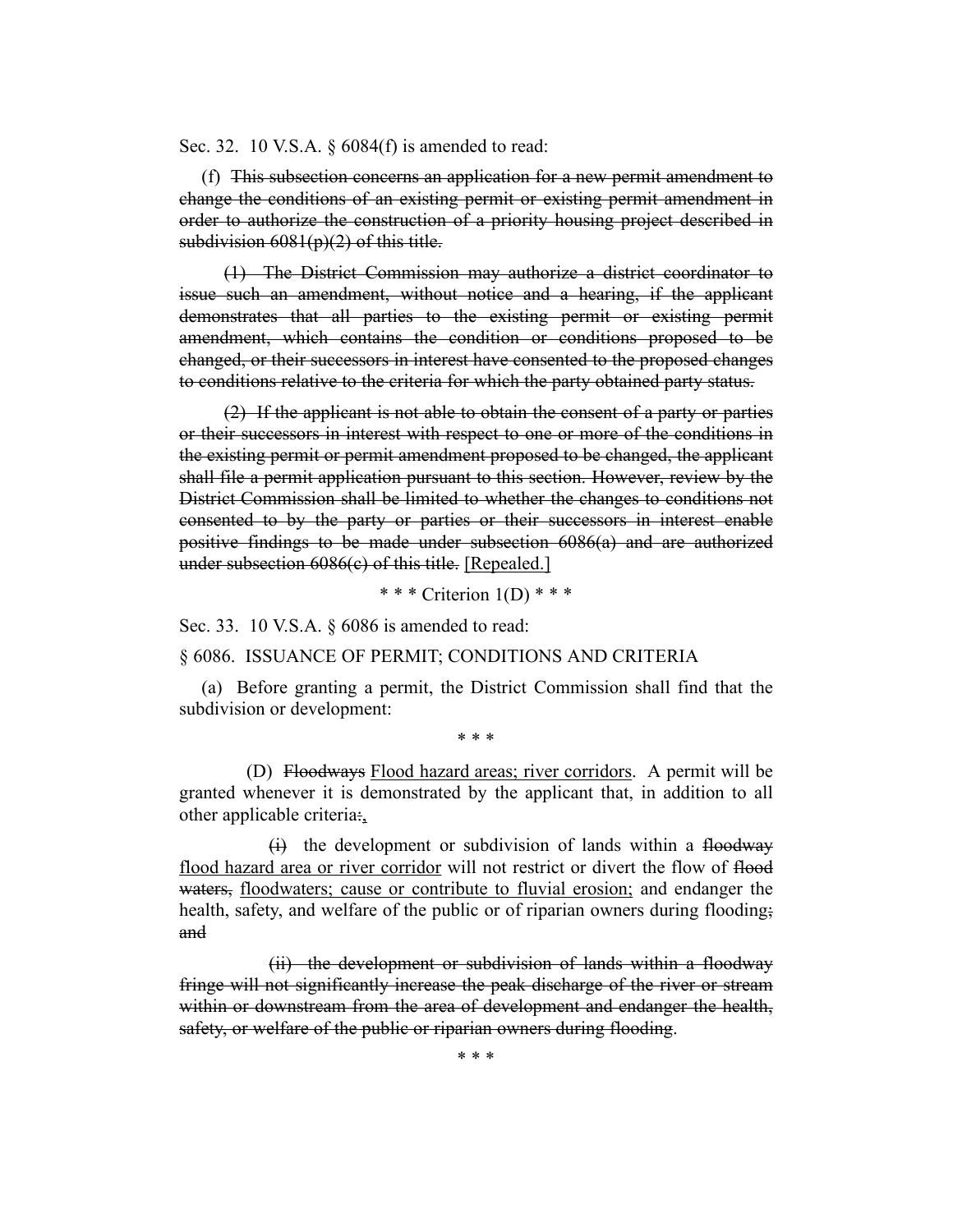Sec. 32. 10 V.S.A. § 6084(f) is amended to read:

(f) ~~This subsection concerns an application for a new permit amendment to change the conditions of an existing permit or existing permit amendment in order to authorize the construction of a priority housing project described in subdivision 6081(p)(2) of this title.~~

~~(1) The District Commission may authorize a district coordinator to issue such an amendment, without notice and a hearing, if the applicant demonstrates that all parties to the existing permit or existing permit amendment, which contains the condition or conditions proposed to be changed, or their successors in interest have consented to the proposed changes to conditions relative to the criteria for which the party obtained party status.~~

~~(2) If the applicant is not able to obtain the consent of a party or parties or their successors in interest with respect to one or more of the conditions in the existing permit or permit amendment proposed to be changed, the applicant shall file a permit application pursuant to this section. However, review by the District Commission shall be limited to whether the changes to conditions not consented to by the party or parties or their successors in interest enable positive findings to be made under subsection 6086(a) and are authorized under subsection 6086(c) of this title.~~ <u>[Repealed.]</u>

\* \* \* Criterion 1(D) \* \* \*

Sec. 33. 10 V.S.A. § 6086 is amended to read:

§ 6086. ISSUANCE OF PERMIT; CONDITIONS AND CRITERIA

(a) Before granting a permit, the District Commission shall find that the subdivision or development:

\* \* \*

(D) ~~Floodways~~ <u>Flood hazard areas; river corridors</u>. A permit will be granted whenever it is demonstrated by the applicant that, in addition to all other applicable criteria~~:~~<u>,</u>

~~(i)~~ the development or subdivision of lands within a ~~floodway~~ <u>flood hazard area or river corridor</u> will not restrict or divert the flow of ~~flood waters,~~ <u>floodwaters; cause or contribute to fluvial erosion;</u> and endanger the health, safety, and welfare of the public or of riparian owners during flooding~~; and~~

~~(ii) the development or subdivision of lands within a floodway fringe will not significantly increase the peak discharge of the river or stream within or downstream from the area of development and endanger the health, safety, or welfare of the public or riparian owners during flooding~~.

\* \* \*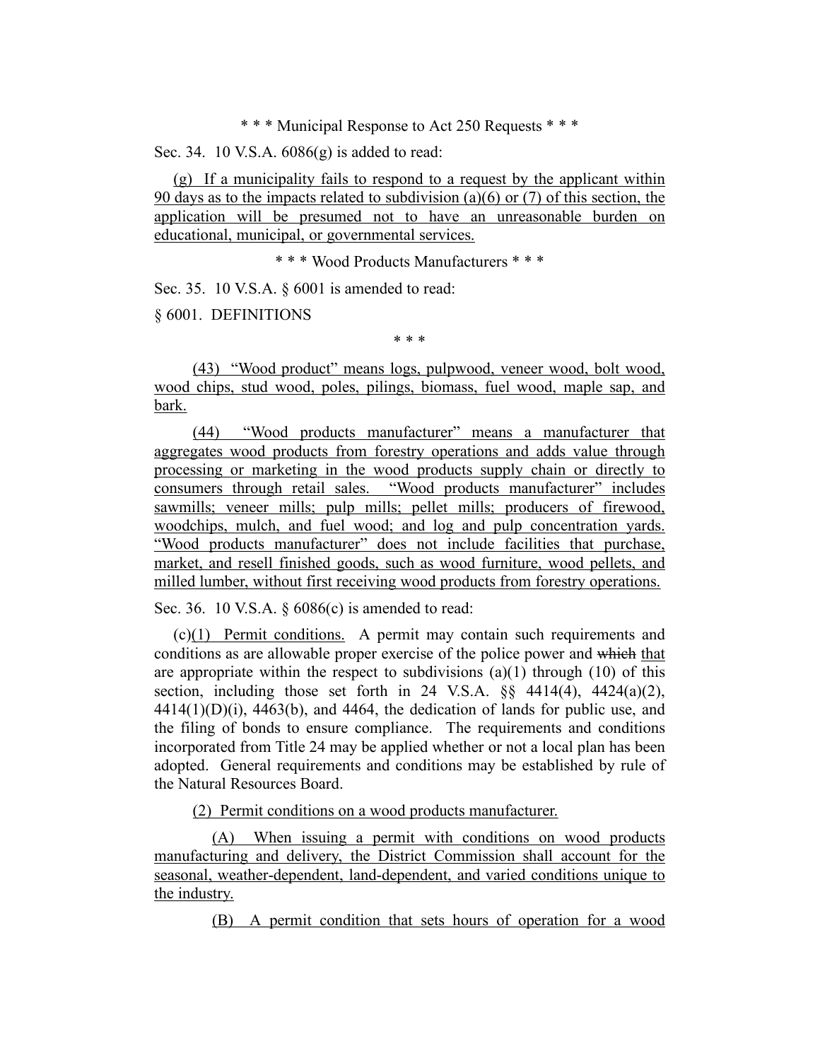\* \* \* Municipal Response to Act 250 Requests \* \* \*

Sec. 34. 10 V.S.A. 6086(g) is added to read:

(g) If a municipality fails to respond to a request by the applicant within 90 days as to the impacts related to subdivision (a)(6) or (7) of this section, the application will be presumed not to have an unreasonable burden on educational, municipal, or governmental services.

\* \* \* Wood Products Manufacturers \* \* \*

Sec. 35. 10 V.S.A. § 6001 is amended to read:

§ 6001. DEFINITIONS

\* \* \*

(43) "Wood product" means logs, pulpwood, veneer wood, bolt wood, wood chips, stud wood, poles, pilings, biomass, fuel wood, maple sap, and bark.

(44) "Wood products manufacturer" means a manufacturer that aggregates wood products from forestry operations and adds value through processing or marketing in the wood products supply chain or directly to consumers through retail sales. "Wood products manufacturer" includes sawmills; veneer mills; pulp mills; pellet mills; producers of firewood, woodchips, mulch, and fuel wood; and log and pulp concentration yards. "Wood products manufacturer" does not include facilities that purchase, market, and resell finished goods, such as wood furniture, wood pellets, and milled lumber, without first receiving wood products from forestry operations.

Sec. 36. 10 V.S.A. § 6086(c) is amended to read:

(c)(1) Permit conditions. A permit may contain such requirements and conditions as are allowable proper exercise of the police power and ~~which~~ that are appropriate within the respect to subdivisions (a)(1) through (10) of this section, including those set forth in 24 V.S.A. §§ 4414(4), 4424(a)(2), 4414(1)(D)(i), 4463(b), and 4464, the dedication of lands for public use, and the filing of bonds to ensure compliance. The requirements and conditions incorporated from Title 24 may be applied whether or not a local plan has been adopted. General requirements and conditions may be established by rule of the Natural Resources Board.

(2) Permit conditions on a wood products manufacturer.

(A) When issuing a permit with conditions on wood products manufacturing and delivery, the District Commission shall account for the seasonal, weather-dependent, land-dependent, and varied conditions unique to the industry.

(B) A permit condition that sets hours of operation for a wood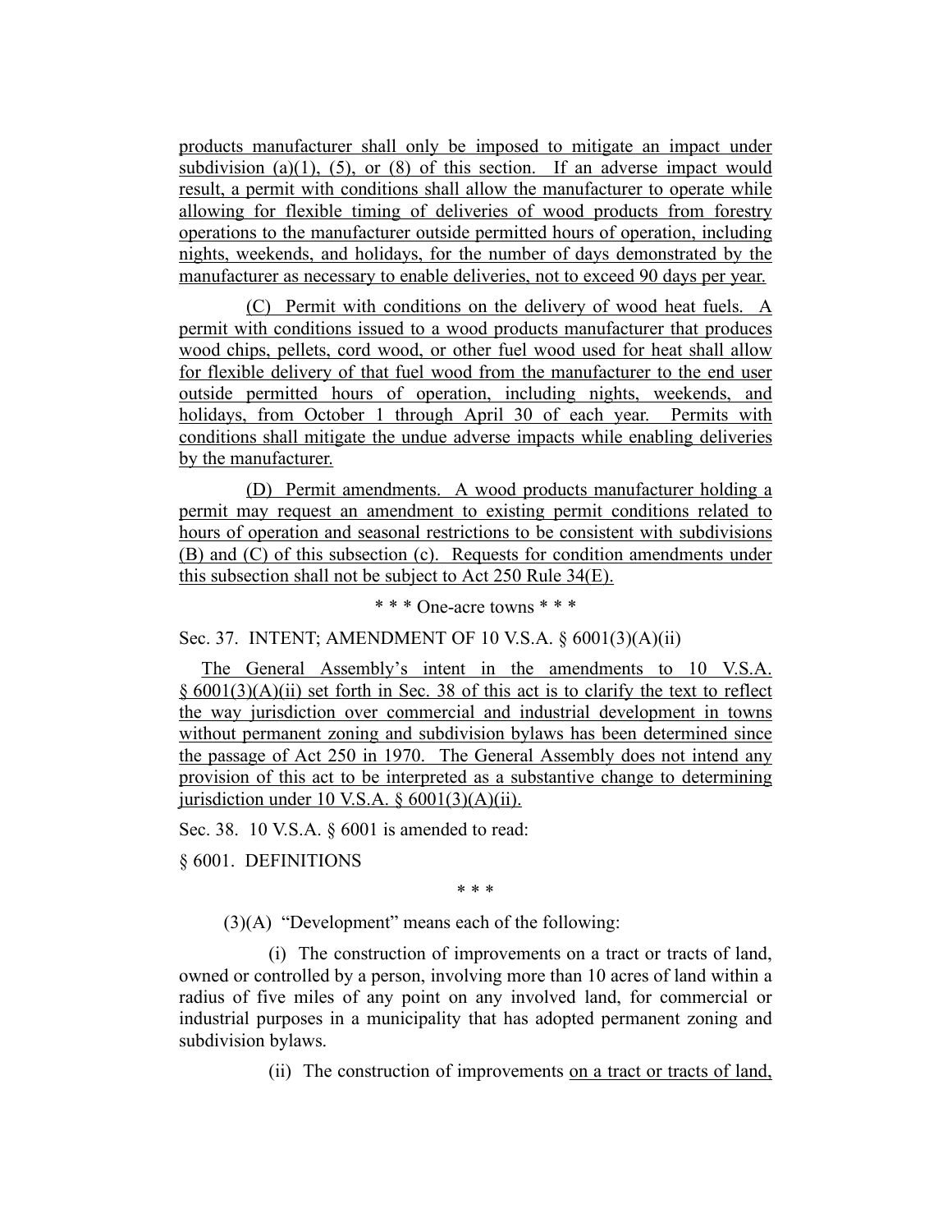products manufacturer shall only be imposed to mitigate an impact under subdivision (a)(1), (5), or (8) of this section. If an adverse impact would result, a permit with conditions shall allow the manufacturer to operate while allowing for flexible timing of deliveries of wood products from forestry operations to the manufacturer outside permitted hours of operation, including nights, weekends, and holidays, for the number of days demonstrated by the manufacturer as necessary to enable deliveries, not to exceed 90 days per year.

(C) Permit with conditions on the delivery of wood heat fuels. A permit with conditions issued to a wood products manufacturer that produces wood chips, pellets, cord wood, or other fuel wood used for heat shall allow for flexible delivery of that fuel wood from the manufacturer to the end user outside permitted hours of operation, including nights, weekends, and holidays, from October 1 through April 30 of each year. Permits with conditions shall mitigate the undue adverse impacts while enabling deliveries by the manufacturer.

(D) Permit amendments. A wood products manufacturer holding a permit may request an amendment to existing permit conditions related to hours of operation and seasonal restrictions to be consistent with subdivisions (B) and (C) of this subsection (c). Requests for condition amendments under this subsection shall not be subject to Act 250 Rule 34(E).

\* \* \* One-acre towns \* \* \*

Sec. 37. INTENT; AMENDMENT OF 10 V.S.A. § 6001(3)(A)(ii)

The General Assembly's intent in the amendments to 10 V.S.A. § 6001(3)(A)(ii) set forth in Sec. 38 of this act is to clarify the text to reflect the way jurisdiction over commercial and industrial development in towns without permanent zoning and subdivision bylaws has been determined since the passage of Act 250 in 1970. The General Assembly does not intend any provision of this act to be interpreted as a substantive change to determining jurisdiction under 10 V.S.A. § 6001(3)(A)(ii).

Sec. 38. 10 V.S.A. § 6001 is amended to read:

§ 6001. DEFINITIONS

\* \* \*

(3)(A) "Development" means each of the following:

(i) The construction of improvements on a tract or tracts of land, owned or controlled by a person, involving more than 10 acres of land within a radius of five miles of any point on any involved land, for commercial or industrial purposes in a municipality that has adopted permanent zoning and subdivision bylaws.

(ii) The construction of improvements on a tract or tracts of land,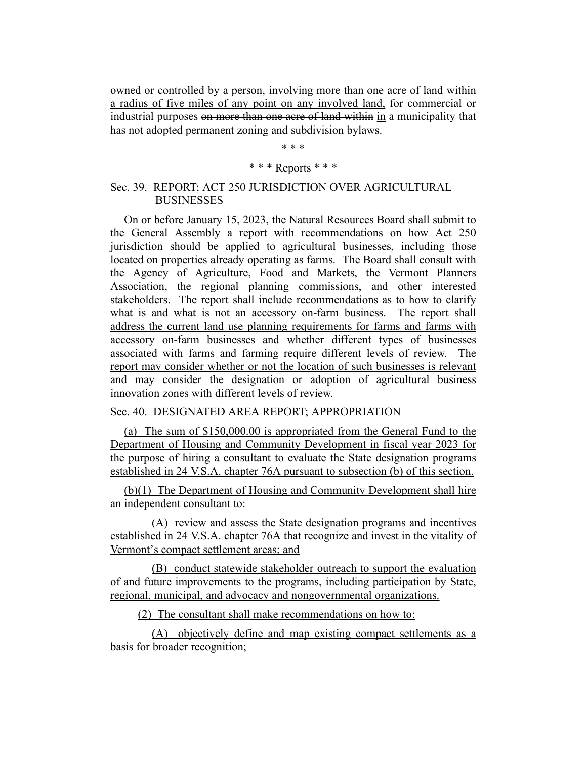owned or controlled by a person, involving more than one acre of land within a radius of five miles of any point on any involved land, for commercial or industrial purposes ~~on more than one acre of land within~~ in a municipality that has not adopted permanent zoning and subdivision bylaws.

\* \* \*

\* \* \* Reports \* \* \*

Sec. 39. REPORT; ACT 250 JURISDICTION OVER AGRICULTURAL BUSINESSES

On or before January 15, 2023, the Natural Resources Board shall submit to the General Assembly a report with recommendations on how Act 250 jurisdiction should be applied to agricultural businesses, including those located on properties already operating as farms. The Board shall consult with the Agency of Agriculture, Food and Markets, the Vermont Planners Association, the regional planning commissions, and other interested stakeholders. The report shall include recommendations as to how to clarify what is and what is not an accessory on-farm business. The report shall address the current land use planning requirements for farms and farms with accessory on-farm businesses and whether different types of businesses associated with farms and farming require different levels of review. The report may consider whether or not the location of such businesses is relevant and may consider the designation or adoption of agricultural business innovation zones with different levels of review.

Sec. 40. DESIGNATED AREA REPORT; APPROPRIATION

(a) The sum of $150,000.00 is appropriated from the General Fund to the Department of Housing and Community Development in fiscal year 2023 for the purpose of hiring a consultant to evaluate the State designation programs established in 24 V.S.A. chapter 76A pursuant to subsection (b) of this section.

(b)(1) The Department of Housing and Community Development shall hire an independent consultant to:

(A) review and assess the State designation programs and incentives established in 24 V.S.A. chapter 76A that recognize and invest in the vitality of Vermont's compact settlement areas; and

(B) conduct statewide stakeholder outreach to support the evaluation of and future improvements to the programs, including participation by State, regional, municipal, and advocacy and nongovernmental organizations.

(2) The consultant shall make recommendations on how to:

(A) objectively define and map existing compact settlements as a basis for broader recognition;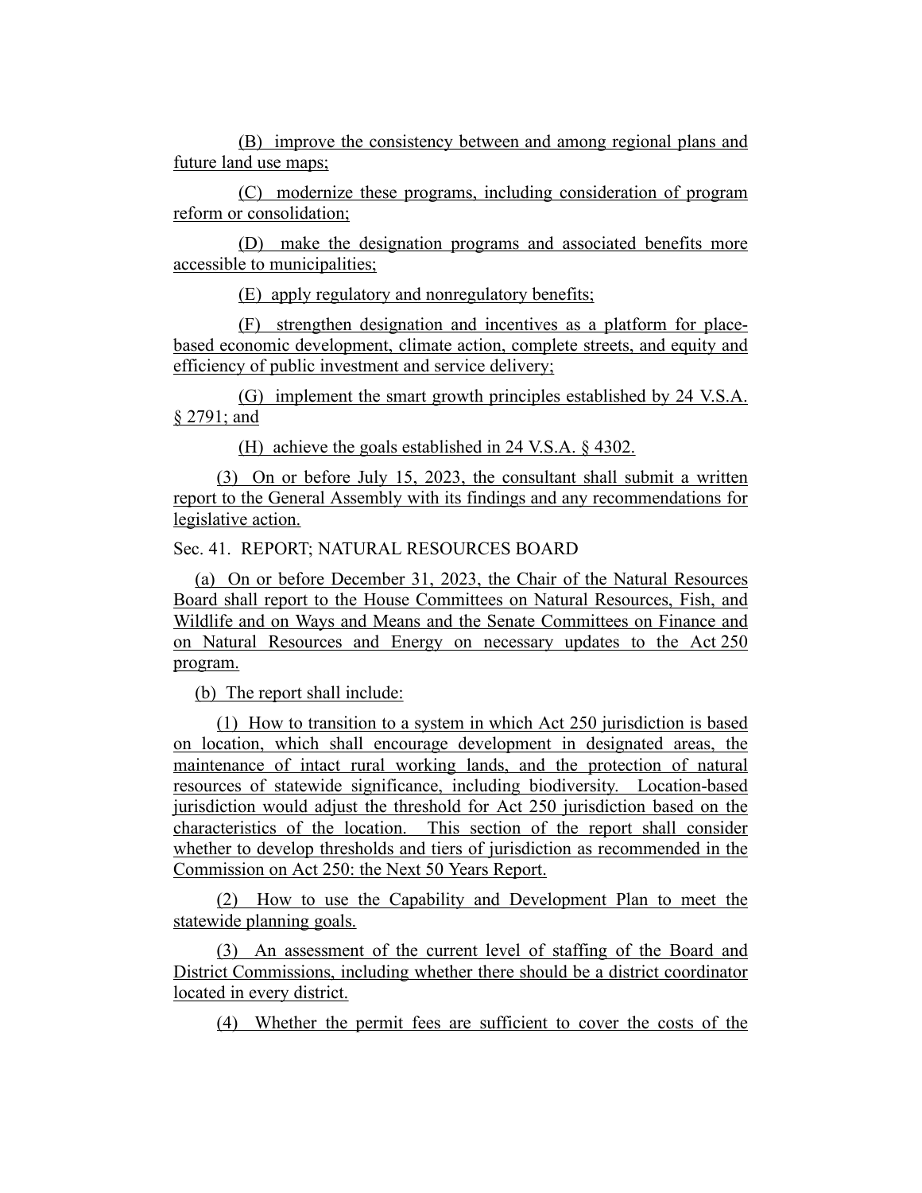(B) improve the consistency between and among regional plans and future land use maps;

(C) modernize these programs, including consideration of program reform or consolidation;

(D) make the designation programs and associated benefits more accessible to municipalities;

(E) apply regulatory and nonregulatory benefits;

(F) strengthen designation and incentives as a platform for place-based economic development, climate action, complete streets, and equity and efficiency of public investment and service delivery;

(G) implement the smart growth principles established by 24 V.S.A. § 2791; and

(H) achieve the goals established in 24 V.S.A. § 4302.

(3) On or before July 15, 2023, the consultant shall submit a written report to the General Assembly with its findings and any recommendations for legislative action.

Sec. 41. REPORT; NATURAL RESOURCES BOARD

(a) On or before December 31, 2023, the Chair of the Natural Resources Board shall report to the House Committees on Natural Resources, Fish, and Wildlife and on Ways and Means and the Senate Committees on Finance and on Natural Resources and Energy on necessary updates to the Act 250 program.

(b) The report shall include:

(1) How to transition to a system in which Act 250 jurisdiction is based on location, which shall encourage development in designated areas, the maintenance of intact rural working lands, and the protection of natural resources of statewide significance, including biodiversity. Location-based jurisdiction would adjust the threshold for Act 250 jurisdiction based on the characteristics of the location. This section of the report shall consider whether to develop thresholds and tiers of jurisdiction as recommended in the Commission on Act 250: the Next 50 Years Report.

(2) How to use the Capability and Development Plan to meet the statewide planning goals.

(3) An assessment of the current level of staffing of the Board and District Commissions, including whether there should be a district coordinator located in every district.

(4) Whether the permit fees are sufficient to cover the costs of the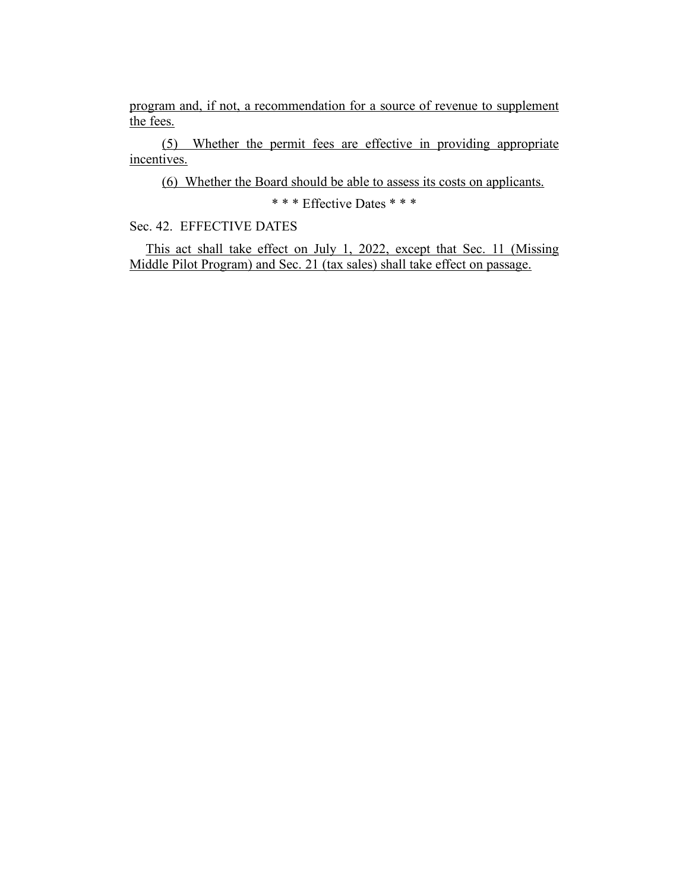program and, if not, a recommendation for a source of revenue to supplement the fees.

(5) Whether the permit fees are effective in providing appropriate incentives.

(6) Whether the Board should be able to assess its costs on applicants.

\* \* \* Effective Dates \* \* \*

Sec. 42. EFFECTIVE DATES

This act shall take effect on July 1, 2022, except that Sec. 11 (Missing Middle Pilot Program) and Sec. 21 (tax sales) shall take effect on passage.